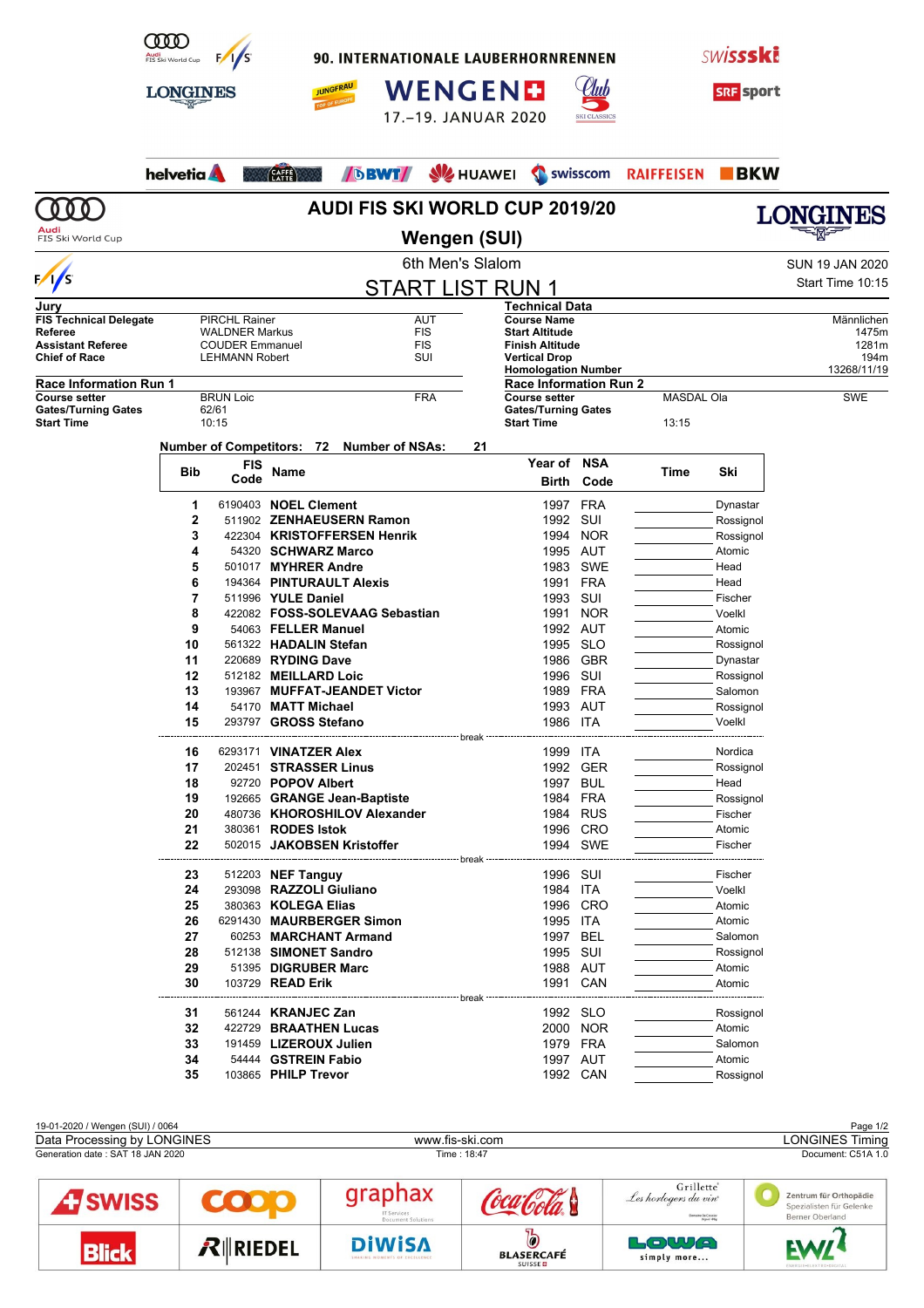90. INTERNATIONALE LAUBERHORNRENNEN

WENGEN 17.–19. JANUAR 2020

# AUDI FIS SKI WORLD CUP 2019/20

## Wengen (SUI)

6th Men's Slalom

SUN 19 JAN 2020

Start Time 10:15

## START LIST RUN 1

**Jury**

| | | |
|---|---|---|
| **FIS Technical Delegate** | PIRCHL Rainer | AUT |
| **Referee** | WALDNER Markus | FIS |
| **Assistant Referee** | COUDER Emmanuel | FIS |
| **Chief of Race** | LEHMANN Robert | SUI |

**Technical Data**

| | |
|---|---|
| **Course Name** | Männlichen |
| **Start Altitude** | 1475m |
| **Finish Altitude** | 1281m |
| **Vertical Drop** | 194m |
| **Homologation Number** | 13268/11/19 |

**Race Information Run 1**

| | | |
|---|---|---|
| **Course setter** | BRUN Loic | FRA |
| **Gates/Turning Gates** | 62/61 | |
| **Start Time** | 10:15 | |

**Race Information Run 2**

| | | |
|---|---|---|
| **Course setter** | MASDAL Ola | SWE |
| **Gates/Turning Gates** | | |
| **Start Time** | 13:15 | |

**Number of Competitors: 72 Number of NSAs: 21**

| Bib | FIS Code | Name | Year of Birth | NSA Code | Time | Ski |
|---|---|---|---|---|---|---|
| 1 | 6190403 | **NOEL Clement** | 1997 | FRA | | Dynastar |
| 2 | 511902 | **ZENHAEUSERN Ramon** | 1992 | SUI | | Rossignol |
| 3 | 422304 | **KRISTOFFERSEN Henrik** | 1994 | NOR | | Rossignol |
| 4 | 54320 | **SCHWARZ Marco** | 1995 | AUT | | Atomic |
| 5 | 501017 | **MYHRER Andre** | 1983 | SWE | | Head |
| 6 | 194364 | **PINTURAULT Alexis** | 1991 | FRA | | Head |
| 7 | 511996 | **YULE Daniel** | 1993 | SUI | | Fischer |
| 8 | 422082 | **FOSS-SOLEVAAG Sebastian** | 1991 | NOR | | Voelkl |
| 9 | 54063 | **FELLER Manuel** | 1992 | AUT | | Atomic |
| 10 | 561322 | **HADALIN Stefan** | 1995 | SLO | | Rossignol |
| 11 | 220689 | **RYDING Dave** | 1986 | GBR | | Dynastar |
| 12 | 512182 | **MEILLARD Loic** | 1996 | SUI | | Rossignol |
| 13 | 193967 | **MUFFAT-JEANDET Victor** | 1989 | FRA | | Salomon |
| 14 | 54170 | **MATT Michael** | 1993 | AUT | | Rossignol |
| 15 | 293797 | **GROSS Stefano** | 1986 | ITA | | Voelkl |
| | | break | | | | |
| 16 | 6293171 | **VINATZER Alex** | 1999 | ITA | | Nordica |
| 17 | 202451 | **STRASSER Linus** | 1992 | GER | | Rossignol |
| 18 | 92720 | **POPOV Albert** | 1997 | BUL | | Head |
| 19 | 192665 | **GRANGE Jean-Baptiste** | 1984 | FRA | | Rossignol |
| 20 | 480736 | **KHOROSHILOV Alexander** | 1984 | RUS | | Fischer |
| 21 | 380361 | **RODES Istok** | 1996 | CRO | | Atomic |
| 22 | 502015 | **JAKOBSEN Kristoffer** | 1994 | SWE | | Fischer |
| | | break | | | | |
| 23 | 512203 | **NEF Tanguy** | 1996 | SUI | | Fischer |
| 24 | 293098 | **RAZZOLI Giuliano** | 1984 | ITA | | Voelkl |
| 25 | 380363 | **KOLEGA Elias** | 1996 | CRO | | Atomic |
| 26 | 6291430 | **MAURBERGER Simon** | 1995 | ITA | | Atomic |
| 27 | 60253 | **MARCHANT Armand** | 1997 | BEL | | Salomon |
| 28 | 512138 | **SIMONET Sandro** | 1995 | SUI | | Rossignol |
| 29 | 51395 | **DIGRUBER Marc** | 1988 | AUT | | Atomic |
| 30 | 103729 | **READ Erik** | 1991 | CAN | | Atomic |
| | | break | | | | |
| 31 | 561244 | **KRANJEC Zan** | 1992 | SLO | | Rossignol |
| 32 | 422729 | **BRAATHEN Lucas** | 2000 | NOR | | Atomic |
| 33 | 191459 | **LIZEROUX Julien** | 1979 | FRA | | Salomon |
| 34 | 54444 | **GSTREIN Fabio** | 1997 | AUT | | Atomic |
| 35 | 103865 | **PHILP Trevor** | 1992 | CAN | | Rossignol |

19-01-2020 / Wengen (SUI) / 0064

Data Processing by LONGINES — www.fis-ski.com — LONGINES Timing

Generation date : SAT 18 JAN 2020 — Time : 18:47 — Document: C51A 1.0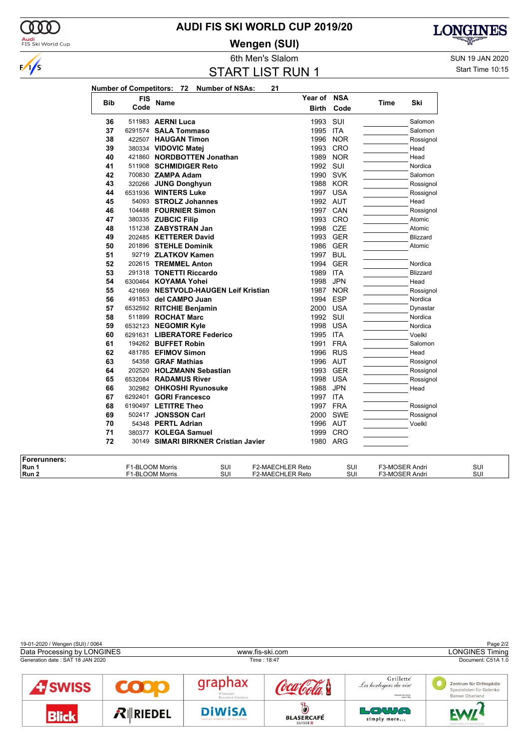# AUDI FIS SKI WORLD CUP 2019/20

## Wengen (SUI)

6th Men's Slalom

SUN 19 JAN 2020

## START LIST RUN 1

Start Time 10:15

**Number of Competitors: 72 Number of NSAs: 21**

| Bib | FIS Code | Name | Year of Birth | NSA Code | Time | Ski |
|---|---|---|---|---|---|---|
| 36 | 511983 | **AERNI Luca** | 1993 | SUI | | Salomon |
| 37 | 6291574 | **SALA Tommaso** | 1995 | ITA | | Salomon |
| 38 | 422507 | **HAUGAN Timon** | 1996 | NOR | | Rossignol |
| 39 | 380334 | **VIDOVIC Matej** | 1993 | CRO | | Head |
| 40 | 421860 | **NORDBOTTEN Jonathan** | 1989 | NOR | | Head |
| 41 | 511908 | **SCHMIDIGER Reto** | 1992 | SUI | | Nordica |
| 42 | 700830 | **ZAMPA Adam** | 1990 | SVK | | Salomon |
| 43 | 320266 | **JUNG Donghyun** | 1988 | KOR | | Rossignol |
| 44 | 6531936 | **WINTERS Luke** | 1997 | USA | | Rossignol |
| 45 | 54093 | **STROLZ Johannes** | 1992 | AUT | | Head |
| 46 | 104488 | **FOURNIER Simon** | 1997 | CAN | | Rossignol |
| 47 | 380335 | **ZUBCIC Filip** | 1993 | CRO | | Atomic |
| 48 | 151238 | **ZABYSTRAN Jan** | 1998 | CZE | | Atomic |
| 49 | 202485 | **KETTERER David** | 1993 | GER | | Blizzard |
| 50 | 201896 | **STEHLE Dominik** | 1986 | GER | | Atomic |
| 51 | 92719 | **ZLATKOV Kamen** | 1997 | BUL | | |
| 52 | 202615 | **TREMMEL Anton** | 1994 | GER | | Nordica |
| 53 | 291318 | **TONETTI Riccardo** | 1989 | ITA | | Blizzard |
| 54 | 6300464 | **KOYAMA Yohei** | 1998 | JPN | | Head |
| 55 | 421669 | **NESTVOLD-HAUGEN Leif Kristian** | 1987 | NOR | | Rossignol |
| 56 | 491853 | **del CAMPO Juan** | 1994 | ESP | | Nordica |
| 57 | 6532592 | **RITCHIE Benjamin** | 2000 | USA | | Dynastar |
| 58 | 511899 | **ROCHAT Marc** | 1992 | SUI | | Nordica |
| 59 | 6532123 | **NEGOMIR Kyle** | 1998 | USA | | Nordica |
| 60 | 6291631 | **LIBERATORE Federico** | 1995 | ITA | | Voelkl |
| 61 | 194262 | **BUFFET Robin** | 1991 | FRA | | Salomon |
| 62 | 481785 | **EFIMOV Simon** | 1996 | RUS | | Head |
| 63 | 54358 | **GRAF Mathias** | 1996 | AUT | | Rossignol |
| 64 | 202520 | **HOLZMANN Sebastian** | 1993 | GER | | Rossignol |
| 65 | 6532084 | **RADAMUS River** | 1998 | USA | | Rossignol |
| 66 | 302982 | **OHKOSHI Ryunosuke** | 1988 | JPN | | Head |
| 67 | 6292401 | **GORI Francesco** | 1997 | ITA | | |
| 68 | 6190497 | **LETITRE Theo** | 1997 | FRA | | Rossignol |
| 69 | 502417 | **JONSSON Carl** | 2000 | SWE | | Rossignol |
| 70 | 54348 | **PERTL Adrian** | 1996 | AUT | | Voelkl |
| 71 | 380377 | **KOLEGA Samuel** | 1999 | CRO | | |
| 72 | 30149 | **SIMARI BIRKNER Cristian Javier** | 1980 | ARG | | |

**Forerunners:**

| | | | | | | |
|---|---|---|---|---|---|---|
| **Run 1** | F1-BLOOM Morris | SUI | F2-MAECHLER Reto | SUI | F3-MOSER Andri | SUI |
| **Run 2** | F1-BLOOM Morris | SUI | F2-MAECHLER Reto | SUI | F3-MOSER Andri | SUI |

19-01-2020 / Wengen (SUI) / 0064

Data Processing by LONGINES — www.fis-ski.com — LONGINES Timing

Generation date : SAT 18 JAN 2020 — Time : 18:47 — Document: C51A 1.0